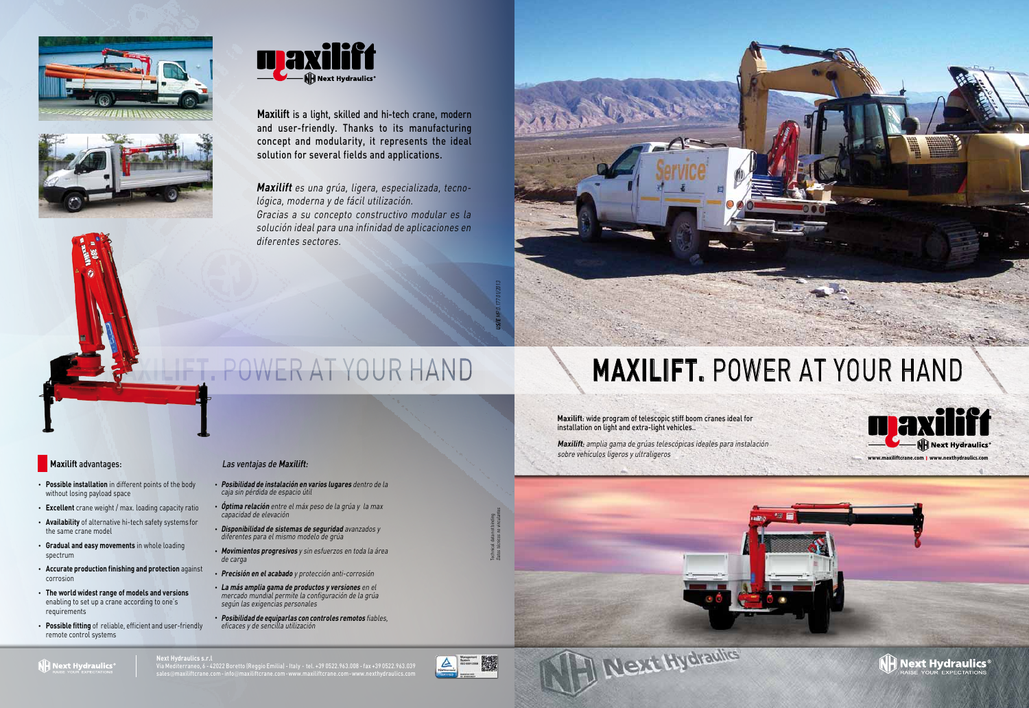**Maxilift** is a light, skilled and hi-tech crane, modern and user-friendly. Thanks to its manufacturing concept and modularity, it represents the ideal solution for several fields and applications.

***Maxilift*** *es una grúa, ligera, especializada, tecnológica, moderna y de fácil utilización.*
*Gracias a su concepto constructivo modular es la solución ideal para una infinidad de aplicaciones en diferentes sectores.*

# MAXILIFT. POWER AT YOUR HAND

**Maxilift**: wide program of telescopic stiff boom cranes ideal for installation on light and extra-light vehicles..

***Maxilift****: amplia gama de grúas telescópicas ideales para instalación sobre vehículos ligeros y ultraligeros*

www.maxiliftcrane.com | www.nexthydraulics.com

## Maxilift advantages:

- **Possible installation** in different points of the body without losing payload space
- **Excellent** crane weight / max. loading capacity ratio
- **Availability** of alternative hi-tech safety systems for the same crane model
- **Gradual and easy movements** in whole loading spectrum
- **Accurate production finishing and protection** against corrosion
- **The world widest range of models and versions** enabling to set up a crane according to one's requirements
- **Possible fitting** of reliable, efficient and user-friendly remote control systems

## *Las ventajas de Maxilift:*

- ***Posibilidad de instalación en varios lugares*** *dentro de la caja sin pérdida de espacio útil*
- ***Óptima relación*** *entre el máx peso de la grúa y la max capacidad de elevación*
- ***Disponibilidad de sistemas de seguridad*** *avanzados y diferentes para el mismo modelo de grúa*
- ***Movimientos progresivos*** *y sin esfuerzos en toda la área de carga*
- ***Precisión en el acabado*** *y protección anti-corrosión*
- ***La más amplia gama de productos y versiones*** *en el mercado mundial permite la configuración de la grúa según las exigencias personales*
- ***Posibilidad de equiparlas con controles remotos*** *fiables, eficaces y de sencilla utilización*

Technical data not binding
Datos técnicos no vinculantes

US/E MP 0 17/01/2013

**Next Hydraulics s.r.l**
Via Mediterraneo, 6 - 42022 Boretto (Reggio Emilia) - Italy - tel. +39 0522.963.008 - fax +39 0522.963.039
sales@maxiliftcrane.com - info@maxiliftcrane.com - www.maxiliftcrane.com - www.nexthydraulics.com

Next Hydraulics® RAISE YOUR EXPECTATIONS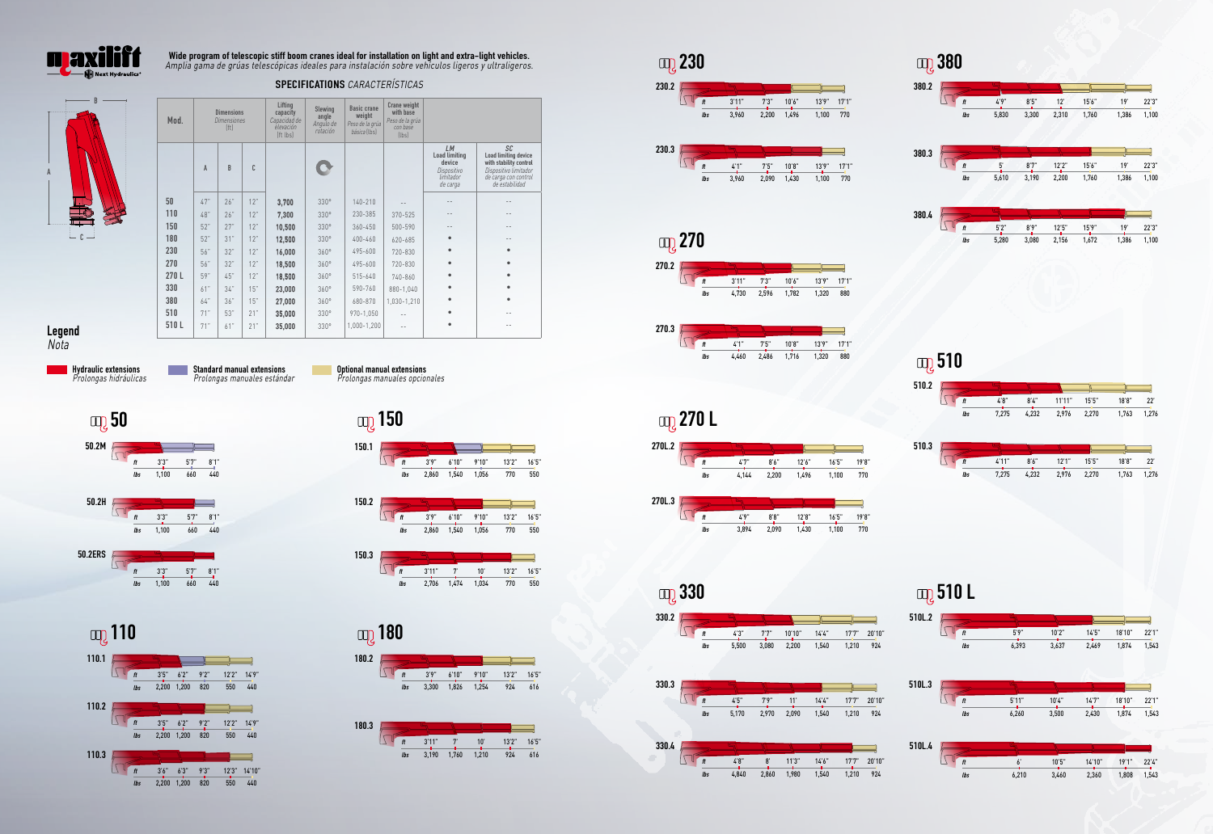Wide program of telescopic stiff boom cranes ideal for installation on light and extra-light vehicles.
*Amplia gama de grúas telescópicas ideales para instalación sobre vehículos ligeros y ultraligeros.*

## SPECIFICATIONS *CARACTERÍSTICAS*

| Mod. | Dimensions *Dimensiones* (ft) | | | Lifting capacity *Capacidad de elevación* (ft lbs) | Slewing angle *Ángulo de rotación* | Basic crane weight *Peso de la grúa básica* (lbs) | Crane weight with base *Peso de la grúa con base* (lbs) | | |
|---|---|---|---|---|---|---|---|---|---|
| | A | B | C | | | | | LM Load limiting device *Dispositivo limitador de carga* | SC Load limiting device with stability control *Dispositivo limitador de carga con control de estabilidad* |
| 50 | 47" | 26" | 12" | 3,700 | 330° | 140-210 | -- | -- | -- |
| 110 | 48" | 26" | 12" | 7,300 | 330° | 230-385 | 370-525 | -- | -- |
| 150 | 52" | 27" | 12" | 10,500 | 330° | 360-450 | 500-590 | -- | -- |
| 180 | 52" | 31" | 12" | 12,500 | 330° | 400-460 | 620-685 | • | -- |
| 230 | 56" | 32" | 12" | 16,000 | 360° | 495-600 | 720-830 | • | • |
| 270 | 56" | 32" | 12" | 18,500 | 360° | 495-600 | 720-830 | • | • |
| 270 L | 59" | 45" | 12" | 18,500 | 360° | 515-640 | 740-860 | • | • |
| 330 | 61" | 34" | 15" | 23,000 | 360° | 590-760 | 880-1,040 | • | • |
| 380 | 64" | 36" | 15" | 27,000 | 360° | 680-870 | 1,030-1,210 | • | • |
| 510 | 71" | 53" | 21" | 35,000 | 330° | 970-1,050 | -- | • | -- |
| 510 L | 71" | 61" | 21" | 35,000 | 330° | 1,000-1,200 | -- | • | -- |

**Legend**
*Nota*

- Hydraulic extensions — *Prolongas hidráulicas*
- Standard manual extensions — *Prolongas manuales estándar*
- Optional manual extensions — *Prolongas manuales opcionales*

## 50

50.2M
ft 3'3" 5'7" 8'1"
lbs 1,100 660 440

50.2H
ft 3'3" 5'7" 8'1"
lbs 1,100 660 440

50.2ERS
ft 3'3" 5'7" 8'1"
lbs 1,100 660 440

## 110

110.1
ft 3'5" 6'2" 9'2" 12'2" 14'9"
lbs 2,200 1,200 820 550 440

110.2
ft 3'5" 6'2" 9'2" 12'2" 14'9"
lbs 2,200 1,200 820 550 440

110.3
ft 3'6" 6'3" 9'3" 12'3" 14'10"
lbs 2,200 1,200 820 550 440

## 150

150.1
ft 3'9" 6'10" 9'10" 13'2" 16'5"
lbs 2,860 1,540 1,056 770 550

150.2
ft 3'9" 6'10" 9'10" 13'2" 16'5"
lbs 2,860 1,540 1,056 770 550

150.3
ft 3'11" 7' 10' 13'2" 16'5"
lbs 2,706 1,474 1,034 770 550

## 180

180.2
ft 3'9" 6'10" 9'10" 13'2" 16'5"
lbs 3,300 1,826 1,254 924 616

180.3
ft 3'11" 7' 10' 13'2" 16'5"
lbs 3,190 1,760 1,210 924 616

## 230

230.2
ft 3'11" 7'3" 10'6" 13'9" 17'1"
lbs 3,960 2,200 1,496 1,100 770

230.3
ft 4'1" 7'5" 10'8" 13'9" 17'1"
lbs 3,960 2,090 1,430 1,100 770

## 270

270.2
ft 3'11" 7'3" 10'6" 13'9" 17'1"
lbs 4,730 2,596 1,782 1,320 880

270.3
ft 4'1" 7'5" 10'8" 13'9" 17'1"
lbs 4,460 2,486 1,716 1,320 880

## 270 L

270L.2
ft 4'7" 8'6" 12'6" 16'5" 19'8"
lbs 4,144 2,200 1,496 1,100 770

270L.3
ft 4'9" 8'8" 12'8" 16'5" 19'8"
lbs 3,894 2,090 1,430 1,100 770

## 330

330.2
ft 4'3" 7'7" 10'10" 14'4" 17'7" 20'10"
lbs 5,500 3,080 2,200 1,540 1,210 924

330.3
ft 4'5" 7'9" 11' 14'4" 17'7" 20'10"
lbs 5,170 2,970 2,090 1,540 1,210 924

330.4
ft 4'8" 8' 11'3" 14'6" 17'7" 20'10"
lbs 4,840 2,860 1,980 1,540 1,210 924

## 380

380.2
ft 4'9" 8'5" 12' 15'6" 19' 22'3"
lbs 5,830 3,300 2,310 1,760 1,386 1,100

380.3
ft 5' 8'7" 12'2" 15'6" 19' 22'3"
lbs 5,610 3,190 2,200 1,760 1,386 1,100

380.4
ft 5'2" 8'9" 12'5" 15'9" 19' 22'3"
lbs 5,280 3,080 2,156 1,672 1,386 1,100

## 510

510.2
ft 4'8" 8'4" 11'11" 15'5" 18'8" 22'
lbs 7,275 4,232 2,976 2,270 1,763 1,276

510.3
ft 4'11" 8'6" 12'1" 15'5" 18'8" 22'
lbs 7,275 4,232 2,976 2,270 1,763 1,276

## 510 L

510L.2
ft 5'9" 10'2" 14'5" 18'10" 22'1"
lbs 6,393 3,637 2,469 1,874 1,543

510L.3
ft 5'11" 10'4" 14'7" 18'10" 22'1"
lbs 6,260 3,500 2,430 1,874 1,543

510L.4
ft 6' 10'5" 14'10" 19'1" 22'4"
lbs 6,210 3,460 2,360 1,808 1,543